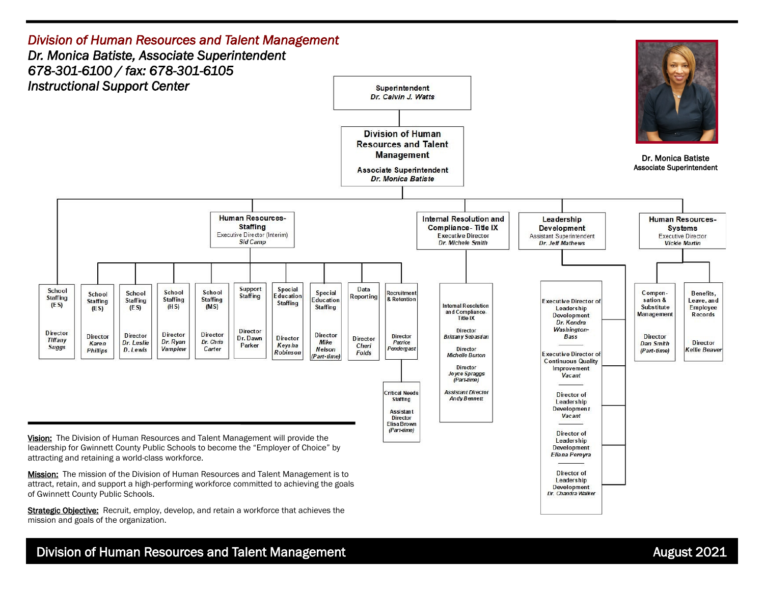# Division of Human Resources and Talent Management

***Dr. Monica Batiste, Associate Superintendent***
*678-301-6100 / fax: 678-301-6105*
*Instructional Support Center*

**Dr. Monica Batiste**
**Associate Superintendent**

**Superintendent**
*Dr. Calvin J. Watts*

**Division of Human Resources and Talent Management**
**Associate Superintendent**
*Dr. Monica Batiste*

- School Staffing (ES) — Director *Tiffany Suggs*
- **Human Resources-Staffing** — Executive Director (Interim) *Sid Camp*
  - School Staffing (ES) — Director *Karen Phillips*
  - School Staffing (ES) — Director *Dr. Leslie D. Lewis*
  - School Staffing (HS) — Director *Dr. Ryan Vamplew*
  - School Staffing (MS) — Director *Dr. Chris Carter*
  - Support Staffing — Director Dr. Dawn Parker
  - Special Education Staffing — Director *Keysha Robinson*
  - Special Education Staffing — Director *Mike Nelson (Part-time)*
  - Data Reporting — Director *Cheri Folds*
  - Recruitment & Retention — Director *Patrice Pendergast*
    - Critical Needs Staffing — Assistant Director Elisa Brown *(Part-time)*
- **Internal Resolution and Compliance- Title IX** — Executive Director *Dr. Michele Smith*
  - Internal Resolution and Compliance-Title IX
    - Director *Brittany Sebastian*
    - Director *Michelle Burton*
    - Director *Joyce Spraggs (Part-time)*
    - *Assistant Director Andy Bennett*
- **Leadership Development** — Assistant Superintendent *Dr. Jeff Mathews*
  - Executive Director of Leadership Development *Dr. Kendra Washington-Bass*
  - Executive Director of Continuous Quality Improvement *Vacant*
  - Director of Leadership Development *Vacant*
  - Director of Leadership Development *Eliana Pereyra*
  - Director of Leadership Development *Dr. Chandra Walker*
- **Human Resources-Systems** — Executive Director *Vickie Martin*
  - Compensation & Substitute Management — Director *Dan Smith (Part-time)*
  - Benefits, Leave, and Employee Records — Director *Kellie Beaver*

**Vision:** The Division of Human Resources and Talent Management will provide the leadership for Gwinnett County Public Schools to become the "Employer of Choice" by attracting and retaining a world-class workforce.

**Mission:** The mission of the Division of Human Resources and Talent Management is to attract, retain, and support a high-performing workforce committed to achieving the goals of Gwinnett County Public Schools.

**Strategic Objective:** Recruit, employ, develop, and retain a workforce that achieves the mission and goals of the organization.

Division of Human Resources and Talent Management — August 2021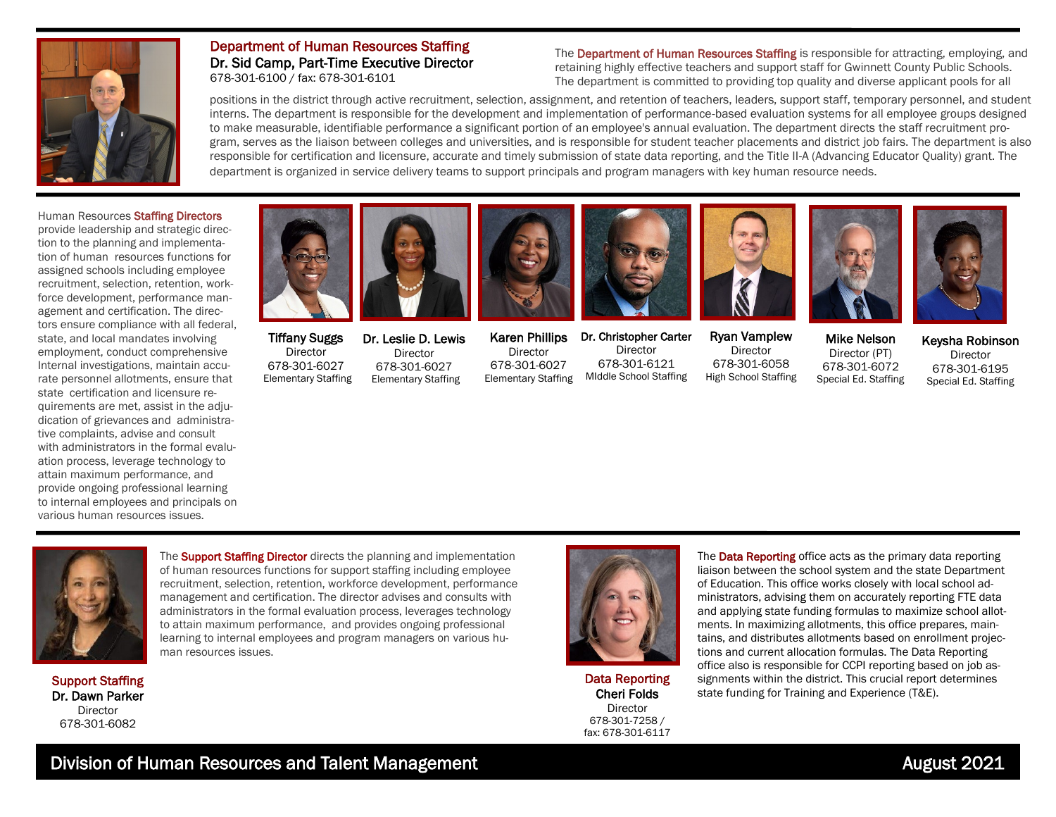## Department of Human Resources Staffing

**Dr. Sid Camp, Part-Time Executive Director**
678-301-6100 / fax: 678-301-6101

The Department of Human Resources Staffing is responsible for attracting, employing, and retaining highly effective teachers and support staff for Gwinnett County Public Schools. The department is committed to providing top quality and diverse applicant pools for all positions in the district through active recruitment, selection, assignment, and retention of teachers, leaders, support staff, temporary personnel, and student interns. The department is responsible for the development and implementation of performance-based evaluation systems for all employee groups designed to make measurable, identifiable performance a significant portion of an employee's annual evaluation. The department directs the staff recruitment program, serves as the liaison between colleges and universities, and is responsible for student teacher placements and district job fairs. The department is also responsible for certification and licensure, accurate and timely submission of state data reporting, and the Title II-A (Advancing Educator Quality) grant. The department is organized in service delivery teams to support principals and program managers with key human resource needs.

Human Resources Staffing Directors provide leadership and strategic direction to the planning and implementation of human resources functions for assigned schools including employee recruitment, selection, retention, workforce development, performance management and certification. The directors ensure compliance with all federal, state, and local mandates involving employment, conduct comprehensive Internal investigations, maintain accurate personnel allotments, ensure that state certification and licensure requirements are met, assist in the adjudication of grievances and administrative complaints, advise and consult with administrators in the formal evaluation process, leverage technology to attain maximum performance, and provide ongoing professional learning to internal employees and principals on various human resources issues.

**Tiffany Suggs**
Director
678-301-6027
Elementary Staffing

**Dr. Leslie D. Lewis**
Director
678-301-6027
Elementary Staffing

**Karen Phillips**
Director
678-301-6027
Elementary Staffing

**Dr. Christopher Carter**
Director
678-301-6121
MIddle School Staffing

**Ryan Vamplew**
Director
678-301-6058
High School Staffing

**Mike Nelson**
Director (PT)
678-301-6072
Special Ed. Staffing

**Keysha Robinson**
Director
678-301-6195
Special Ed. Staffing

The Support Staffing Director directs the planning and implementation of human resources functions for support staffing including employee recruitment, selection, retention, workforce development, performance management and certification. The director advises and consults with administrators in the formal evaluation process, leverages technology to attain maximum performance, and provides ongoing professional learning to internal employees and program managers on various human resources issues.

**Support Staffing**
**Dr. Dawn Parker**
Director
678-301-6082

The Data Reporting office acts as the primary data reporting liaison between the school system and the state Department of Education. This office works closely with local school administrators, advising them on accurately reporting FTE data and applying state funding formulas to maximize school allotments. In maximizing allotments, this office prepares, maintains, and distributes allotments based on enrollment projections and current allocation formulas. The Data Reporting office also is responsible for CCPI reporting based on job assignments within the district. This crucial report determines state funding for Training and Experience (T&E).

**Data Reporting**
**Cheri Folds**
Director
678-301-7258 /
fax: 678-301-6117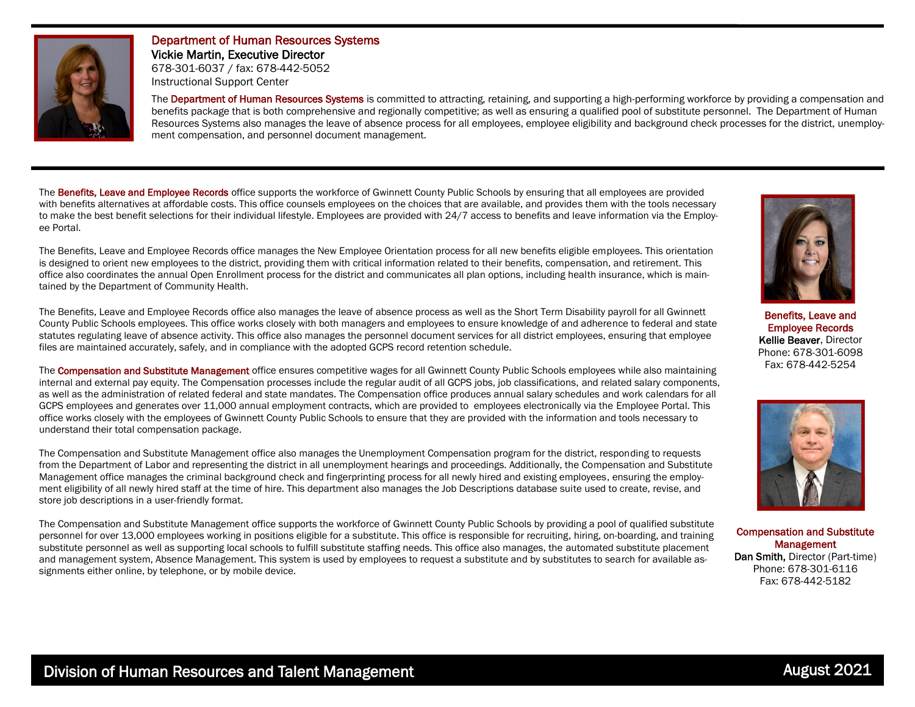## Department of Human Resources Systems

**Vickie Martin, Executive Director**
678-301-6037 / fax: 678-442-5052
Instructional Support Center

The **Department of Human Resources Systems** is committed to attracting, retaining, and supporting a high-performing workforce by providing a compensation and benefits package that is both comprehensive and regionally competitive; as well as ensuring a qualified pool of substitute personnel. The Department of Human Resources Systems also manages the leave of absence process for all employees, employee eligibility and background check processes for the district, unemployment compensation, and personnel document management.

---

The **Benefits, Leave and Employee Records** office supports the workforce of Gwinnett County Public Schools by ensuring that all employees are provided with benefits alternatives at affordable costs. This office counsels employees on the choices that are available, and provides them with the tools necessary to make the best benefit selections for their individual lifestyle. Employees are provided with 24/7 access to benefits and leave information via the Employee Portal.

The Benefits, Leave and Employee Records office manages the New Employee Orientation process for all new benefits eligible employees. This orientation is designed to orient new employees to the district, providing them with critical information related to their benefits, compensation, and retirement. This office also coordinates the annual Open Enrollment process for the district and communicates all plan options, including health insurance, which is maintained by the Department of Community Health.

The Benefits, Leave and Employee Records office also manages the leave of absence process as well as the Short Term Disability payroll for all Gwinnett County Public Schools employees. This office works closely with both managers and employees to ensure knowledge of and adherence to federal and state statutes regulating leave of absence activity. This office also manages the personnel document services for all district employees, ensuring that employee files are maintained accurately, safely, and in compliance with the adopted GCPS record retention schedule.

**Benefits, Leave and Employee Records**
**Kellie Beaver**, Director
Phone: 678-301-6098
Fax: 678-442-5254

The **Compensation and Substitute Management** office ensures competitive wages for all Gwinnett County Public Schools employees while also maintaining internal and external pay equity. The Compensation processes include the regular audit of all GCPS jobs, job classifications, and related salary components, as well as the administration of related federal and state mandates. The Compensation office produces annual salary schedules and work calendars for all GCPS employees and generates over 11,000 annual employment contracts, which are provided to employees electronically via the Employee Portal. This office works closely with the employees of Gwinnett County Public Schools to ensure that they are provided with the information and tools necessary to understand their total compensation package.

The Compensation and Substitute Management office also manages the Unemployment Compensation program for the district, responding to requests from the Department of Labor and representing the district in all unemployment hearings and proceedings. Additionally, the Compensation and Substitute Management office manages the criminal background check and fingerprinting process for all newly hired and existing employees, ensuring the employment eligibility of all newly hired staff at the time of hire. This department also manages the Job Descriptions database suite used to create, revise, and store job descriptions in a user-friendly format.

The Compensation and Substitute Management office supports the workforce of Gwinnett County Public Schools by providing a pool of qualified substitute personnel for over 13,000 employees working in positions eligible for a substitute. This office is responsible for recruiting, hiring, on-boarding, and training substitute personnel as well as supporting local schools to fulfill substitute staffing needs. This office also manages, the automated substitute placement and management system, Absence Management. This system is used by employees to request a substitute and by substitutes to search for available assignments either online, by telephone, or by mobile device.

**Compensation and Substitute Management**
**Dan Smith,** Director (Part-time)
Phone: 678-301-6116
Fax: 678-442-5182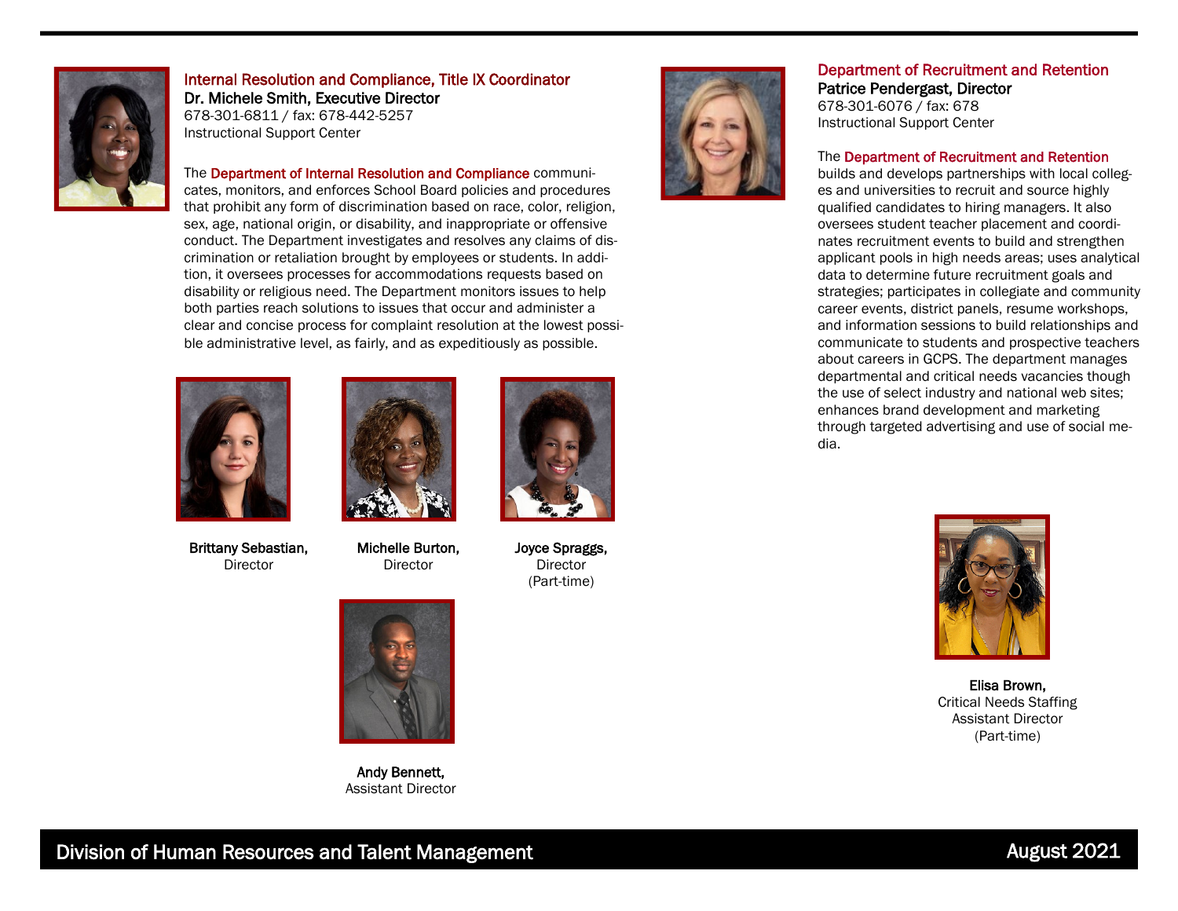## Internal Resolution and Compliance, Title IX Coordinator

**Dr. Michele Smith, Executive Director**
678-301-6811 / fax: 678-442-5257
Instructional Support Center

The **Department of Internal Resolution and Compliance** communicates, monitors, and enforces School Board policies and procedures that prohibit any form of discrimination based on race, color, religion, sex, age, national origin, or disability, and inappropriate or offensive conduct. The Department investigates and resolves any claims of discrimination or retaliation brought by employees or students. In addition, it oversees processes for accommodations requests based on disability or religious need. The Department monitors issues to help both parties reach solutions to issues that occur and administer a clear and concise process for complaint resolution at the lowest possible administrative level, as fairly, and as expeditiously as possible.

**Brittany Sebastian,**
Director

**Michelle Burton,**
Director

**Joyce Spraggs,**
Director
(Part-time)

**Andy Bennett,**
Assistant Director

## Department of Recruitment and Retention

**Patrice Pendergast, Director**
678-301-6076 / fax: 678
Instructional Support Center

The **Department of Recruitment and Retention** builds and develops partnerships with local colleges and universities to recruit and source highly qualified candidates to hiring managers. It also oversees student teacher placement and coordinates recruitment events to build and strengthen applicant pools in high needs areas; uses analytical data to determine future recruitment goals and strategies; participates in collegiate and community career events, district panels, resume workshops, and information sessions to build relationships and communicate to students and prospective teachers about careers in GCPS. The department manages departmental and critical needs vacancies though the use of select industry and national web sites; enhances brand development and marketing through targeted advertising and use of social media.

**Elisa Brown,**
Critical Needs Staffing
Assistant Director
(Part-time)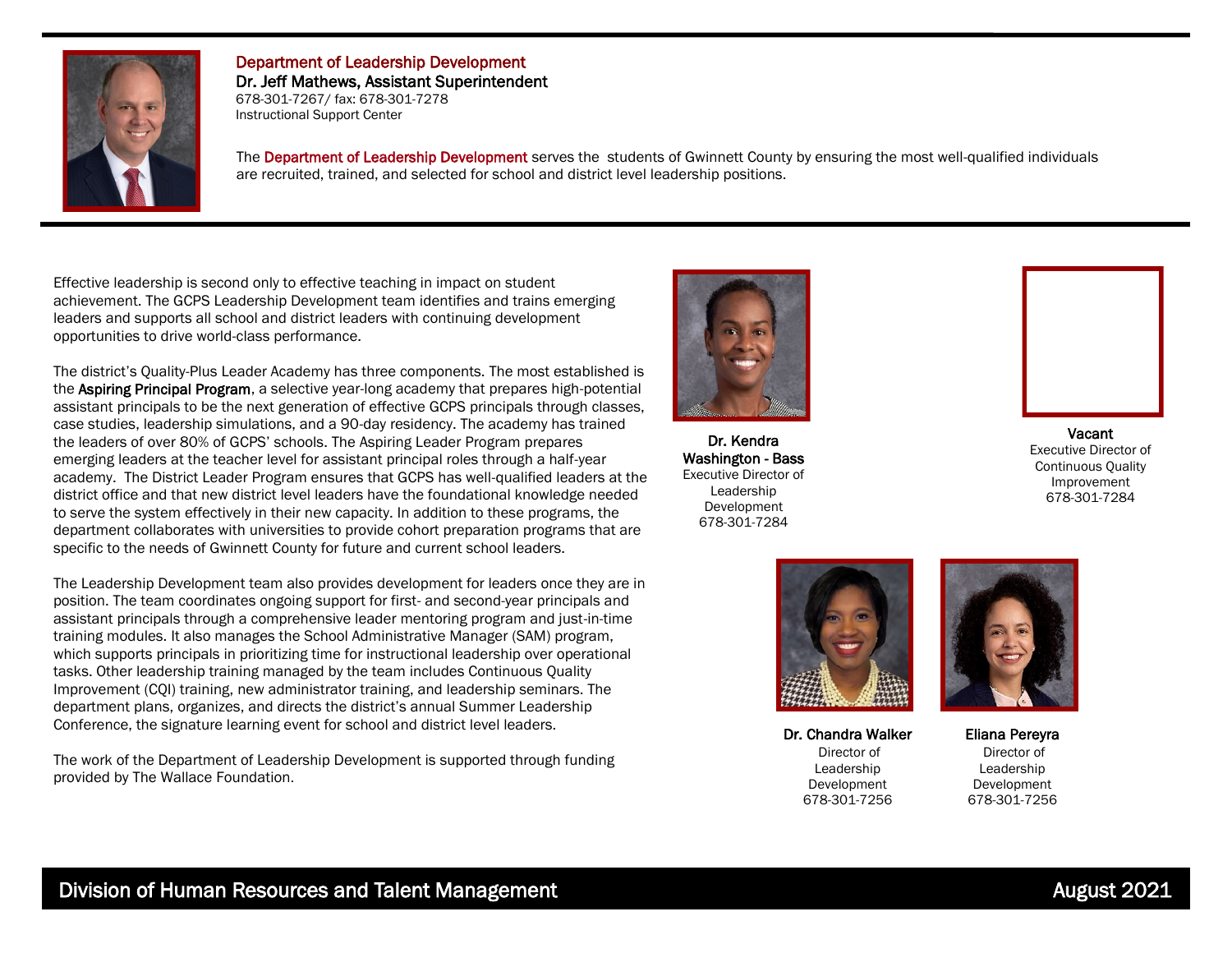## Department of Leadership Development

**Dr. Jeff Mathews, Assistant Superintendent**
678-301-7267/ fax: 678-301-7278
Instructional Support Center

The Department of Leadership Development serves the students of Gwinnett County by ensuring the most well-qualified individuals are recruited, trained, and selected for school and district level leadership positions.

Effective leadership is second only to effective teaching in impact on student achievement. The GCPS Leadership Development team identifies and trains emerging leaders and supports all school and district leaders with continuing development opportunities to drive world-class performance.

The district's Quality-Plus Leader Academy has three components. The most established is the **Aspiring Principal Program**, a selective year-long academy that prepares high-potential assistant principals to be the next generation of effective GCPS principals through classes, case studies, leadership simulations, and a 90-day residency. The academy has trained the leaders of over 80% of GCPS' schools. The Aspiring Leader Program prepares emerging leaders at the teacher level for assistant principal roles through a half-year academy. The District Leader Program ensures that GCPS has well-qualified leaders at the district office and that new district level leaders have the foundational knowledge needed to serve the system effectively in their new capacity. In addition to these programs, the department collaborates with universities to provide cohort preparation programs that are specific to the needs of Gwinnett County for future and current school leaders.

The Leadership Development team also provides development for leaders once they are in position. The team coordinates ongoing support for first- and second-year principals and assistant principals through a comprehensive leader mentoring program and just-in-time training modules. It also manages the School Administrative Manager (SAM) program, which supports principals in prioritizing time for instructional leadership over operational tasks. Other leadership training managed by the team includes Continuous Quality Improvement (CQI) training, new administrator training, and leadership seminars. The department plans, organizes, and directs the district's annual Summer Leadership Conference, the signature learning event for school and district level leaders.

The work of the Department of Leadership Development is supported through funding provided by The Wallace Foundation.

**Dr. Kendra Washington - Bass**
Executive Director of Leadership Development
678-301-7284

**Vacant**
Executive Director of Continuous Quality Improvement
678-301-7284

**Dr. Chandra Walker**
Director of Leadership Development
678-301-7256

**Eliana Pereyra**
Director of Leadership Development
678-301-7256

Division of Human Resources and Talent Management — August 2021